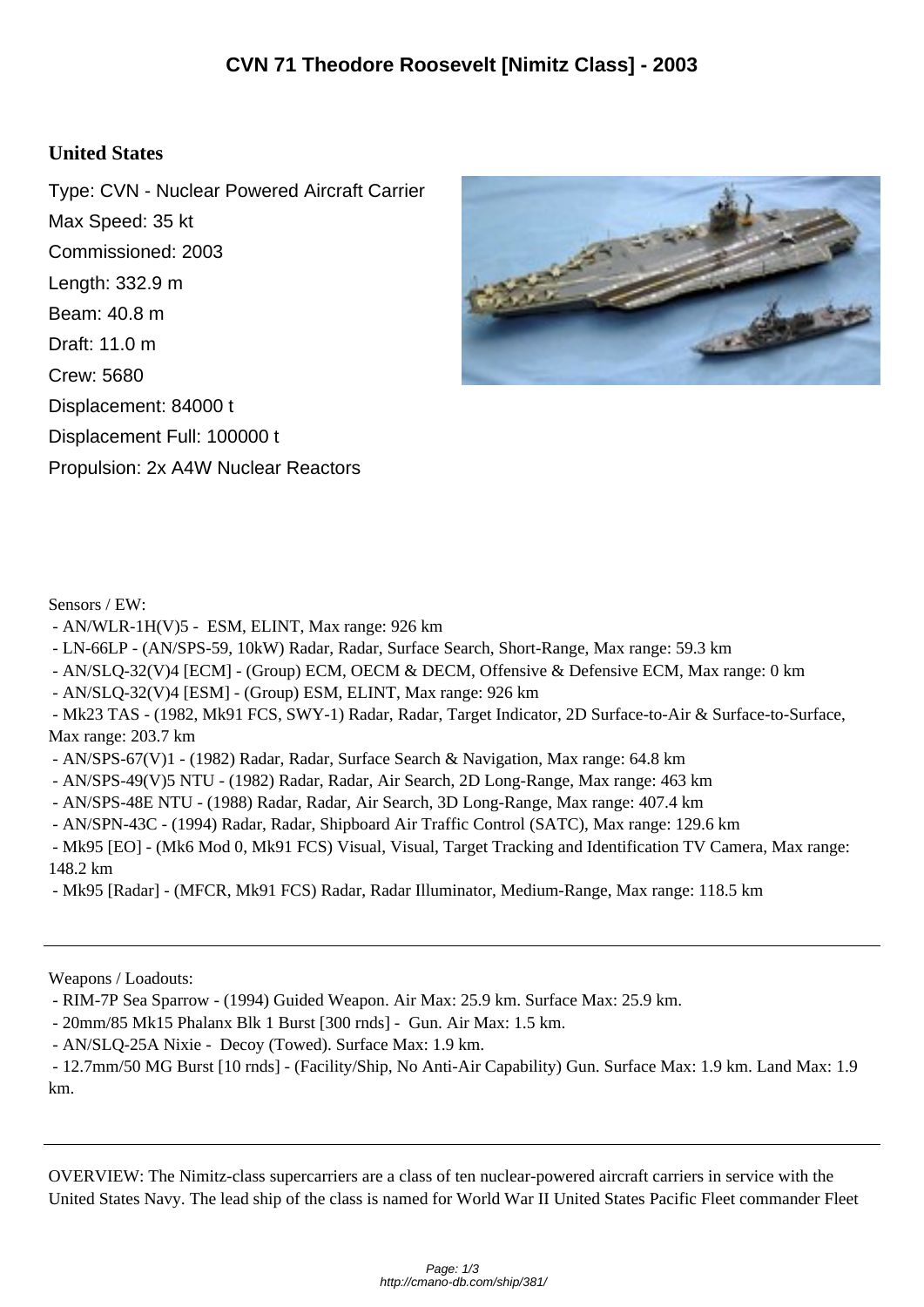# CVN 71 Theodore Roosevelt [Nimitz Class] - 2003

## United States

Type: CVN - Nuclear Powered Aircraft Carrier
Max Speed: 35 kt
Commissioned: 2003
Length: 332.9 m
Beam: 40.8 m
Draft: 11.0 m
Crew: 5680
Displacement: 84000 t
Displacement Full: 100000 t
Propulsion: 2x A4W Nuclear Reactors

Sensors / EW:

- AN/WLR-1H(V)5 - ESM, ELINT, Max range: 926 km
- LN-66LP - (AN/SPS-59, 10kW) Radar, Radar, Surface Search, Short-Range, Max range: 59.3 km
- AN/SLQ-32(V)4 [ECM] - (Group) ECM, OECM & DECM, Offensive & Defensive ECM, Max range: 0 km
- AN/SLQ-32(V)4 [ESM] - (Group) ESM, ELINT, Max range: 926 km
- Mk23 TAS - (1982, Mk91 FCS, SWY-1) Radar, Radar, Target Indicator, 2D Surface-to-Air & Surface-to-Surface, Max range: 203.7 km
- AN/SPS-67(V)1 - (1982) Radar, Radar, Surface Search & Navigation, Max range: 64.8 km
- AN/SPS-49(V)5 NTU - (1982) Radar, Radar, Air Search, 2D Long-Range, Max range: 463 km
- AN/SPS-48E NTU - (1988) Radar, Radar, Air Search, 3D Long-Range, Max range: 407.4 km
- AN/SPN-43C - (1994) Radar, Radar, Shipboard Air Traffic Control (SATC), Max range: 129.6 km
- Mk95 [EO] - (Mk6 Mod 0, Mk91 FCS) Visual, Visual, Target Tracking and Identification TV Camera, Max range: 148.2 km
- Mk95 [Radar] - (MFCR, Mk91 FCS) Radar, Radar Illuminator, Medium-Range, Max range: 118.5 km

---

Weapons / Loadouts:

- RIM-7P Sea Sparrow - (1994) Guided Weapon. Air Max: 25.9 km. Surface Max: 25.9 km.
- 20mm/85 Mk15 Phalanx Blk 1 Burst [300 rnds] - Gun. Air Max: 1.5 km.
- AN/SLQ-25A Nixie - Decoy (Towed). Surface Max: 1.9 km.
- 12.7mm/50 MG Burst [10 rnds] - (Facility/Ship, No Anti-Air Capability) Gun. Surface Max: 1.9 km. Land Max: 1.9 km.

---

OVERVIEW: The Nimitz-class supercarriers are a class of ten nuclear-powered aircraft carriers in service with the United States Navy. The lead ship of the class is named for World War II United States Pacific Fleet commander Fleet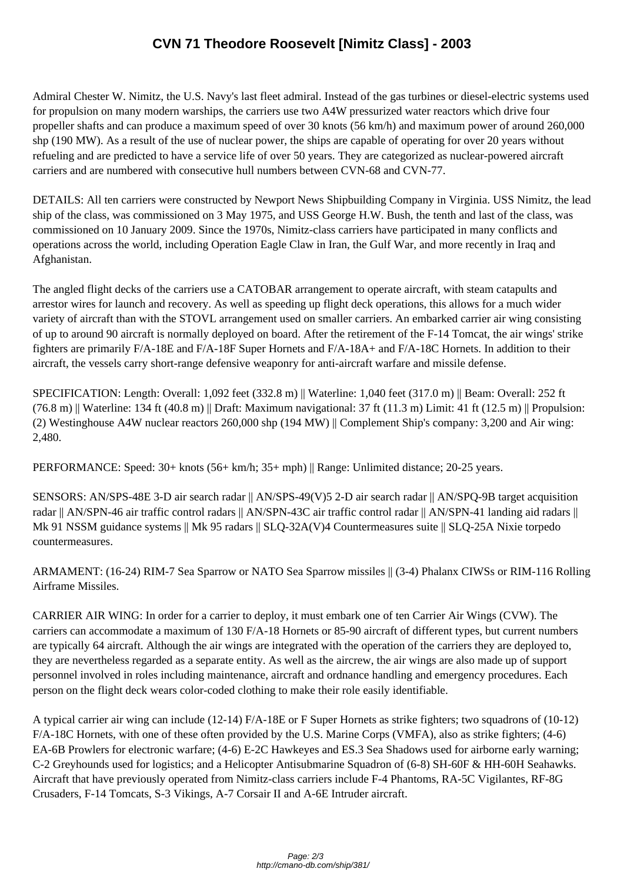# CVN 71 Theodore Roosevelt [Nimitz Class] - 2003

Admiral Chester W. Nimitz, the U.S. Navy's last fleet admiral. Instead of the gas turbines or diesel-electric systems used for propulsion on many modern warships, the carriers use two A4W pressurized water reactors which drive four propeller shafts and can produce a maximum speed of over 30 knots (56 km/h) and maximum power of around 260,000 shp (190 MW). As a result of the use of nuclear power, the ships are capable of operating for over 20 years without refueling and are predicted to have a service life of over 50 years. They are categorized as nuclear-powered aircraft carriers and are numbered with consecutive hull numbers between CVN-68 and CVN-77.

DETAILS: All ten carriers were constructed by Newport News Shipbuilding Company in Virginia. USS Nimitz, the lead ship of the class, was commissioned on 3 May 1975, and USS George H.W. Bush, the tenth and last of the class, was commissioned on 10 January 2009. Since the 1970s, Nimitz-class carriers have participated in many conflicts and operations across the world, including Operation Eagle Claw in Iran, the Gulf War, and more recently in Iraq and Afghanistan.

The angled flight decks of the carriers use a CATOBAR arrangement to operate aircraft, with steam catapults and arrestor wires for launch and recovery. As well as speeding up flight deck operations, this allows for a much wider variety of aircraft than with the STOVL arrangement used on smaller carriers. An embarked carrier air wing consisting of up to around 90 aircraft is normally deployed on board. After the retirement of the F-14 Tomcat, the air wings' strike fighters are primarily F/A-18E and F/A-18F Super Hornets and F/A-18A+ and F/A-18C Hornets. In addition to their aircraft, the vessels carry short-range defensive weaponry for anti-aircraft warfare and missile defense.

SPECIFICATION: Length: Overall: 1,092 feet (332.8 m) || Waterline: 1,040 feet (317.0 m) || Beam: Overall: 252 ft (76.8 m) || Waterline: 134 ft (40.8 m) || Draft: Maximum navigational: 37 ft (11.3 m) Limit: 41 ft (12.5 m) || Propulsion: (2) Westinghouse A4W nuclear reactors 260,000 shp (194 MW) || Complement Ship's company: 3,200 and Air wing: 2,480.

PERFORMANCE: Speed: 30+ knots (56+ km/h; 35+ mph) || Range: Unlimited distance; 20-25 years.

SENSORS: AN/SPS-48E 3-D air search radar || AN/SPS-49(V)5 2-D air search radar || AN/SPQ-9B target acquisition radar || AN/SPN-46 air traffic control radars || AN/SPN-43C air traffic control radar || AN/SPN-41 landing aid radars || Mk 91 NSSM guidance systems || Mk 95 radars || SLQ-32A(V)4 Countermeasures suite || SLQ-25A Nixie torpedo countermeasures.

ARMAMENT: (16-24) RIM-7 Sea Sparrow or NATO Sea Sparrow missiles || (3-4) Phalanx CIWSs or RIM-116 Rolling Airframe Missiles.

CARRIER AIR WING: In order for a carrier to deploy, it must embark one of ten Carrier Air Wings (CVW). The carriers can accommodate a maximum of 130 F/A-18 Hornets or 85-90 aircraft of different types, but current numbers are typically 64 aircraft. Although the air wings are integrated with the operation of the carriers they are deployed to, they are nevertheless regarded as a separate entity. As well as the aircrew, the air wings are also made up of support personnel involved in roles including maintenance, aircraft and ordnance handling and emergency procedures. Each person on the flight deck wears color-coded clothing to make their role easily identifiable.

A typical carrier air wing can include (12-14) F/A-18E or F Super Hornets as strike fighters; two squadrons of (10-12) F/A-18C Hornets, with one of these often provided by the U.S. Marine Corps (VMFA), also as strike fighters; (4-6) EA-6B Prowlers for electronic warfare; (4-6) E-2C Hawkeyes and ES.3 Sea Shadows used for airborne early warning; C-2 Greyhounds used for logistics; and a Helicopter Antisubmarine Squadron of (6-8) SH-60F & HH-60H Seahawks. Aircraft that have previously operated from Nimitz-class carriers include F-4 Phantoms, RA-5C Vigilantes, RF-8G Crusaders, F-14 Tomcats, S-3 Vikings, A-7 Corsair II and A-6E Intruder aircraft.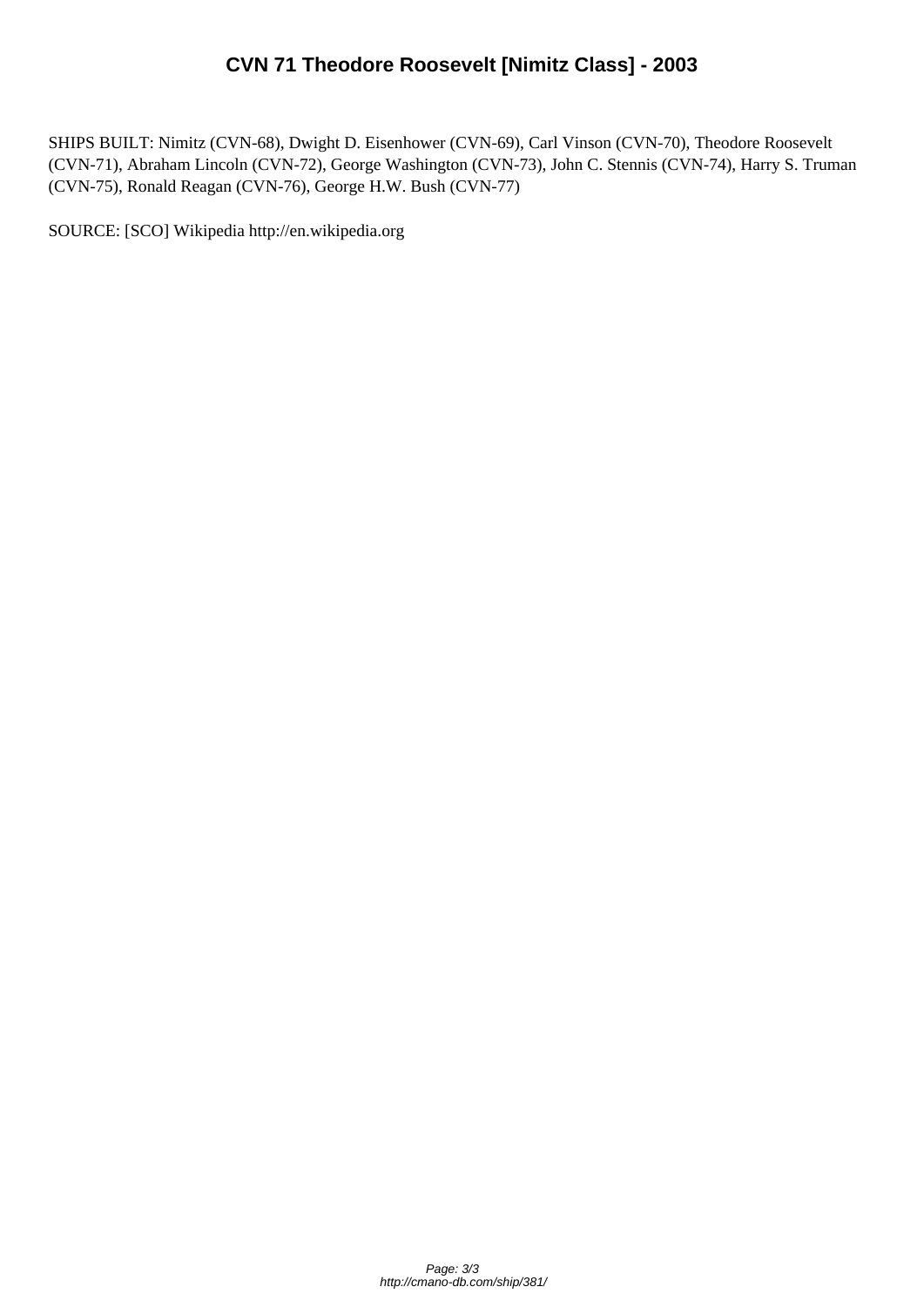SHIPS BUILT: Nimitz (CVN-68), Dwight D. Eisenhower (CVN-69), Carl Vinson (CVN-70), Theodore Roosevelt (CVN-71), Abraham Lincoln (CVN-72), George Washington (CVN-73), John C. Stennis (CVN-74), Harry S. Truman (CVN-75), Ronald Reagan (CVN-76), George H.W. Bush (CVN-77)

SOURCE: [SCO] Wikipedia http://en.wikipedia.org